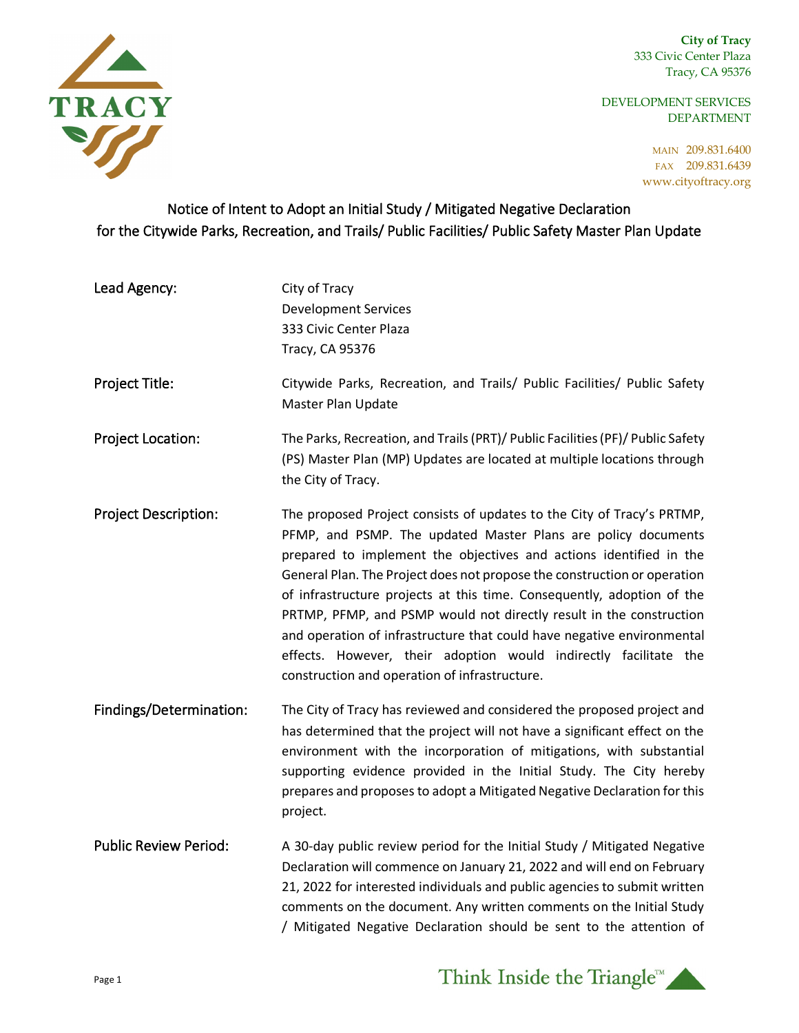City of Tracy
333 Civic Center Plaza
Tracy, CA 95376

DEVELOPMENT SERVICES DEPARTMENT

MAIN 209.831.6400
FAX 209.831.6439
www.cityoftracy.org

## Notice of Intent to Adopt an Initial Study / Mitigated Negative Declaration for the Citywide Parks, Recreation, and Trails/ Public Facilities/ Public Safety Master Plan Update

**Lead Agency:**
City of Tracy
Development Services
333 Civic Center Plaza
Tracy, CA 95376

**Project Title:** Citywide Parks, Recreation, and Trails/ Public Facilities/ Public Safety Master Plan Update

**Project Location:** The Parks, Recreation, and Trails (PRT)/ Public Facilities (PF)/ Public Safety (PS) Master Plan (MP) Updates are located at multiple locations through the City of Tracy.

**Project Description:** The proposed Project consists of updates to the City of Tracy's PRTMP, PFMP, and PSMP. The updated Master Plans are policy documents prepared to implement the objectives and actions identified in the General Plan. The Project does not propose the construction or operation of infrastructure projects at this time. Consequently, adoption of the PRTMP, PFMP, and PSMP would not directly result in the construction and operation of infrastructure that could have negative environmental effects. However, their adoption would indirectly facilitate the construction and operation of infrastructure.

**Findings/Determination:** The City of Tracy has reviewed and considered the proposed project and has determined that the project will not have a significant effect on the environment with the incorporation of mitigations, with substantial supporting evidence provided in the Initial Study. The City hereby prepares and proposes to adopt a Mitigated Negative Declaration for this project.

**Public Review Period:** A 30-day public review period for the Initial Study / Mitigated Negative Declaration will commence on January 21, 2022 and will end on February 21, 2022 for interested individuals and public agencies to submit written comments on the document. Any written comments on the Initial Study / Mitigated Negative Declaration should be sent to the attention of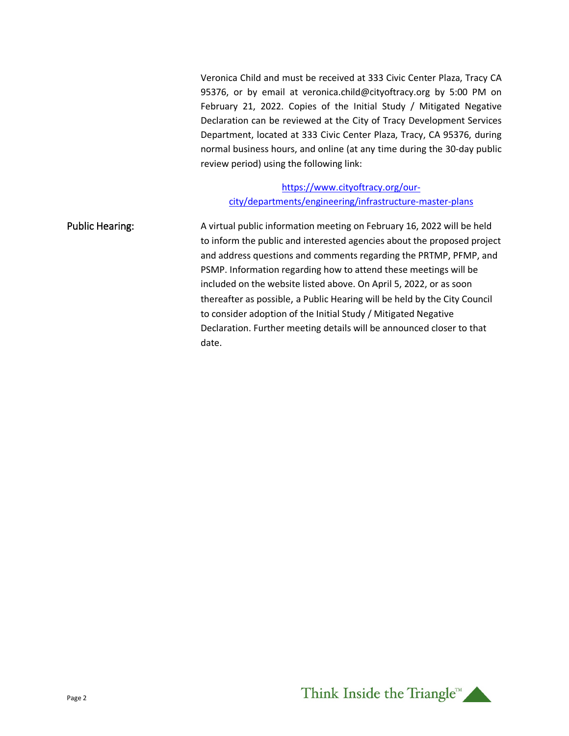Veronica Child and must be received at 333 Civic Center Plaza, Tracy CA 95376, or by email at veronica.child@cityoftracy.org by 5:00 PM on February 21, 2022. Copies of the Initial Study / Mitigated Negative Declaration can be reviewed at the City of Tracy Development Services Department, located at 333 Civic Center Plaza, Tracy, CA 95376, during normal business hours, and online (at any time during the 30-day public review period) using the following link:

https://www.cityoftracy.org/our-city/departments/engineering/infrastructure-master-plans

Public Hearing: A virtual public information meeting on February 16, 2022 will be held to inform the public and interested agencies about the proposed project and address questions and comments regarding the PRTMP, PFMP, and PSMP. Information regarding how to attend these meetings will be included on the website listed above. On April 5, 2022, or as soon thereafter as possible, a Public Hearing will be held by the City Council to consider adoption of the Initial Study / Mitigated Negative Declaration. Further meeting details will be announced closer to that date.